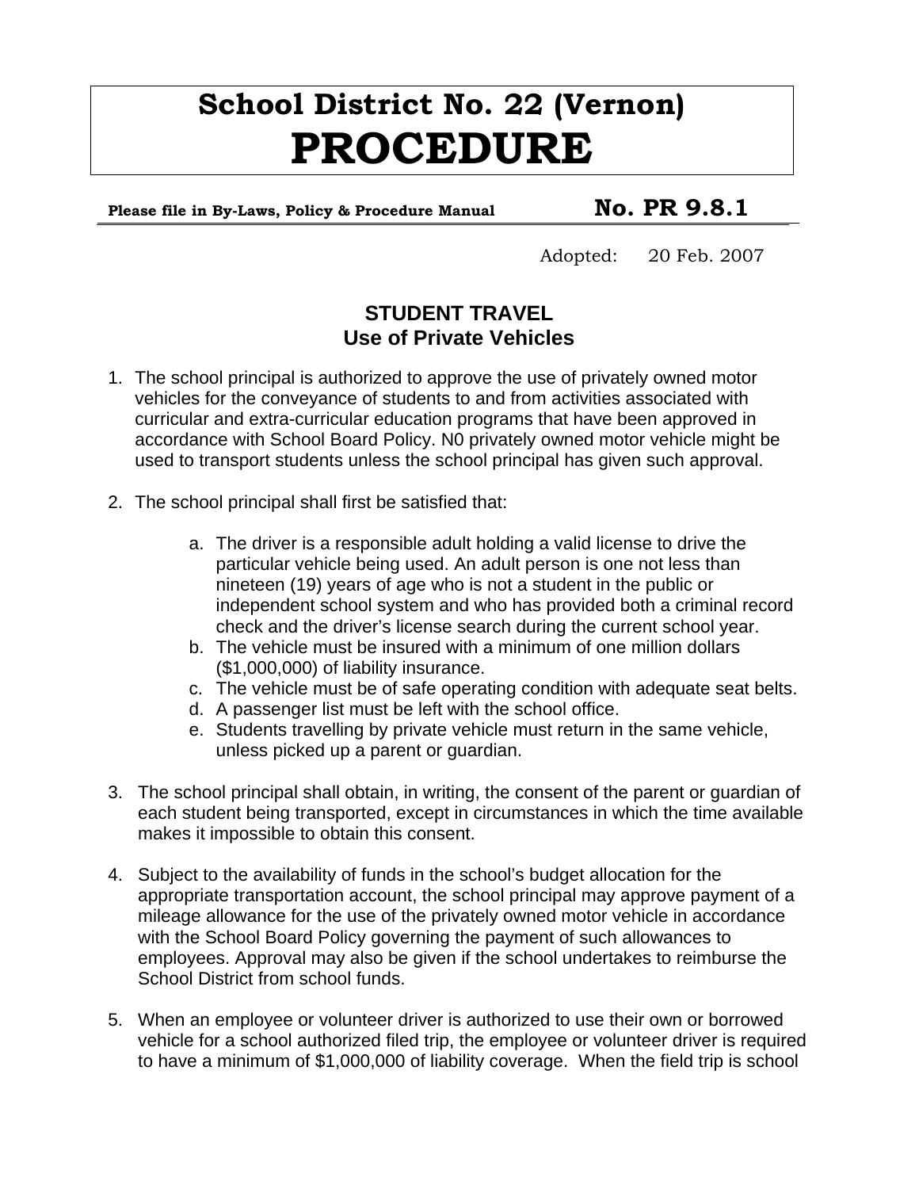# School District No. 22 (Vernon)
# PROCEDURE

**Please file in By-Laws, Policy & Procedure Manual** **No. PR 9.8.1**

Adopted: 20 Feb. 2007

## STUDENT TRAVEL
## Use of Private Vehicles

1. The school principal is authorized to approve the use of privately owned motor vehicles for the conveyance of students to and from activities associated with curricular and extra-curricular education programs that have been approved in accordance with School Board Policy. N0 privately owned motor vehicle might be used to transport students unless the school principal has given such approval.

2. The school principal shall first be satisfied that:

   a. The driver is a responsible adult holding a valid license to drive the particular vehicle being used. An adult person is one not less than nineteen (19) years of age who is not a student in the public or independent school system and who has provided both a criminal record check and the driver's license search during the current school year.
   b. The vehicle must be insured with a minimum of one million dollars ($1,000,000) of liability insurance.
   c. The vehicle must be of safe operating condition with adequate seat belts.
   d. A passenger list must be left with the school office.
   e. Students travelling by private vehicle must return in the same vehicle, unless picked up a parent or guardian.

3. The school principal shall obtain, in writing, the consent of the parent or guardian of each student being transported, except in circumstances in which the time available makes it impossible to obtain this consent.

4. Subject to the availability of funds in the school's budget allocation for the appropriate transportation account, the school principal may approve payment of a mileage allowance for the use of the privately owned motor vehicle in accordance with the School Board Policy governing the payment of such allowances to employees. Approval may also be given if the school undertakes to reimburse the School District from school funds.

5. When an employee or volunteer driver is authorized to use their own or borrowed vehicle for a school authorized filed trip, the employee or volunteer driver is required to have a minimum of $1,000,000 of liability coverage. When the field trip is school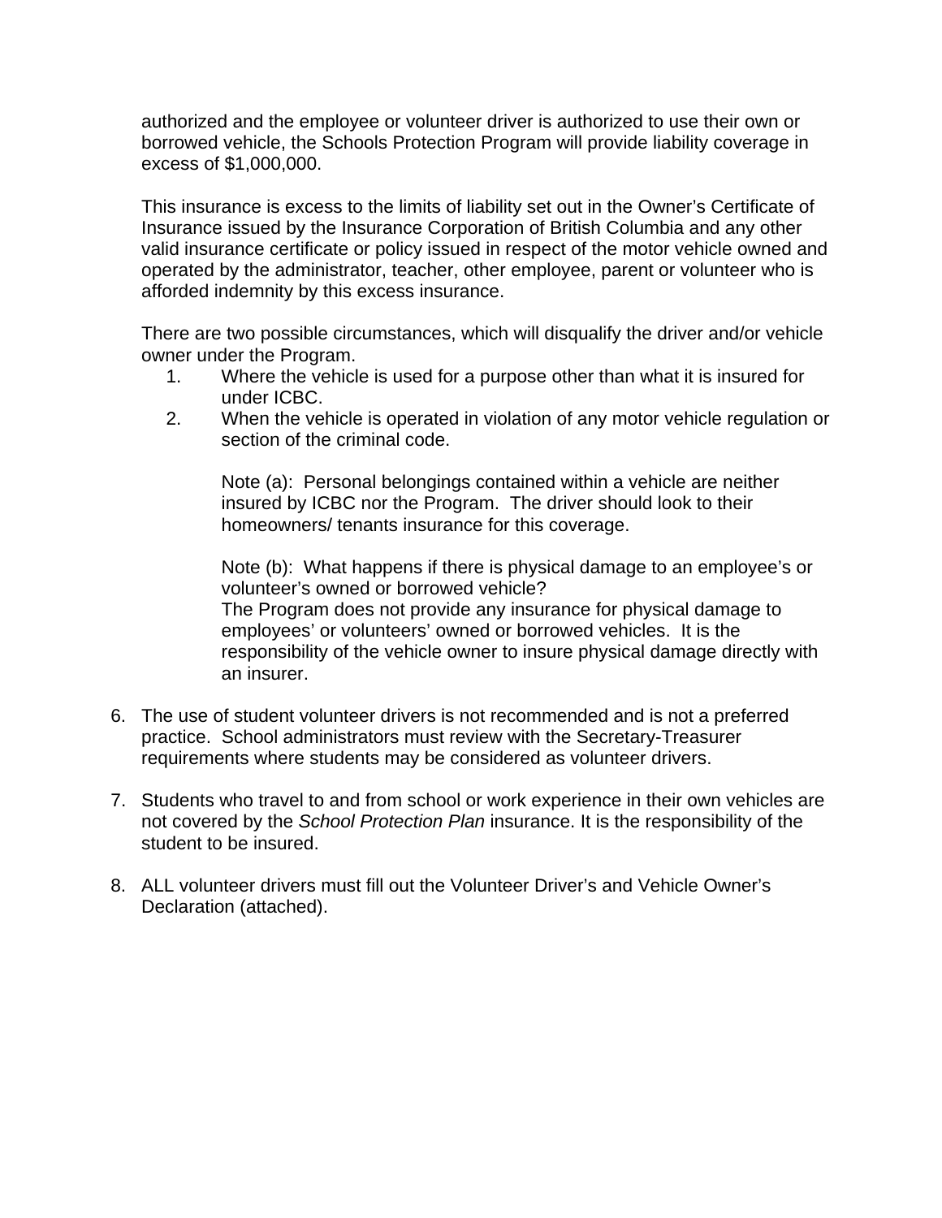authorized and the employee or volunteer driver is authorized to use their own or borrowed vehicle, the Schools Protection Program will provide liability coverage in excess of $1,000,000.

This insurance is excess to the limits of liability set out in the Owner's Certificate of Insurance issued by the Insurance Corporation of British Columbia and any other valid insurance certificate or policy issued in respect of the motor vehicle owned and operated by the administrator, teacher, other employee, parent or volunteer who is afforded indemnity by this excess insurance.

There are two possible circumstances, which will disqualify the driver and/or vehicle owner under the Program.

1. Where the vehicle is used for a purpose other than what it is insured for under ICBC.
2. When the vehicle is operated in violation of any motor vehicle regulation or section of the criminal code.

   Note (a): Personal belongings contained within a vehicle are neither insured by ICBC nor the Program. The driver should look to their homeowners/ tenants insurance for this coverage.

   Note (b): What happens if there is physical damage to an employee's or volunteer's owned or borrowed vehicle?
   The Program does not provide any insurance for physical damage to employees' or volunteers' owned or borrowed vehicles. It is the responsibility of the vehicle owner to insure physical damage directly with an insurer.

6. The use of student volunteer drivers is not recommended and is not a preferred practice. School administrators must review with the Secretary-Treasurer requirements where students may be considered as volunteer drivers.

7. Students who travel to and from school or work experience in their own vehicles are not covered by the *School Protection Plan* insurance. It is the responsibility of the student to be insured.

8. ALL volunteer drivers must fill out the Volunteer Driver's and Vehicle Owner's Declaration (attached).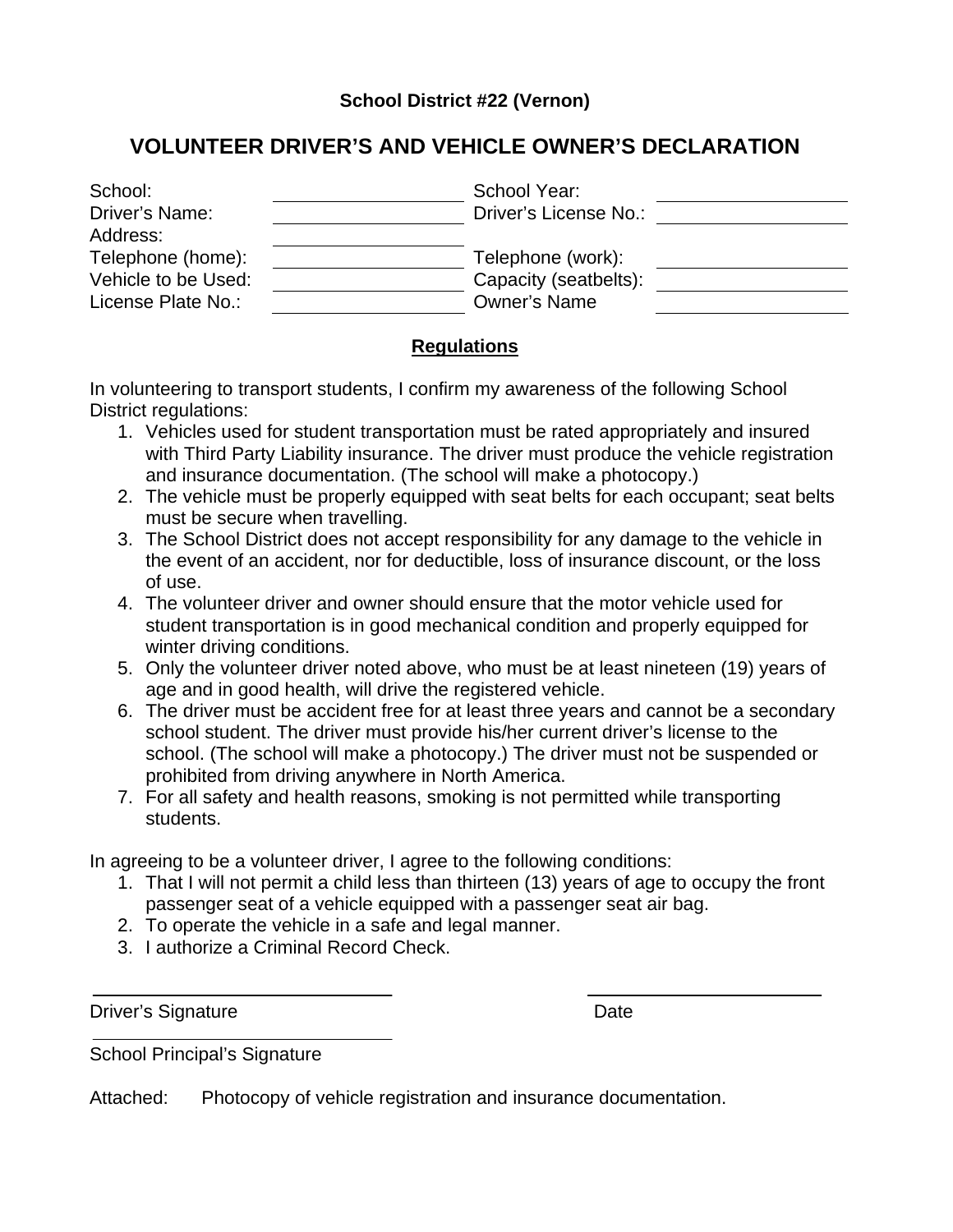**School District #22 (Vernon)**

# VOLUNTEER DRIVER'S AND VEHICLE OWNER'S DECLARATION

| | | | |
|---|---|---|---|
| School: | | School Year: | |
| Driver's Name: | | Driver's License No.: | |
| Address: | | | |
| Telephone (home): | | Telephone (work): | |
| Vehicle to be Used: | | Capacity (seatbelts): | |
| License Plate No.: | | Owner's Name | |

## Regulations

In volunteering to transport students, I confirm my awareness of the following School District regulations:

1. Vehicles used for student transportation must be rated appropriately and insured with Third Party Liability insurance. The driver must produce the vehicle registration and insurance documentation. (The school will make a photocopy.)
2. The vehicle must be properly equipped with seat belts for each occupant; seat belts must be secure when travelling.
3. The School District does not accept responsibility for any damage to the vehicle in the event of an accident, nor for deductible, loss of insurance discount, or the loss of use.
4. The volunteer driver and owner should ensure that the motor vehicle used for student transportation is in good mechanical condition and properly equipped for winter driving conditions.
5. Only the volunteer driver noted above, who must be at least nineteen (19) years of age and in good health, will drive the registered vehicle.
6. The driver must be accident free for at least three years and cannot be a secondary school student. The driver must provide his/her current driver's license to the school. (The school will make a photocopy.) The driver must not be suspended or prohibited from driving anywhere in North America.
7. For all safety and health reasons, smoking is not permitted while transporting students.

In agreeing to be a volunteer driver, I agree to the following conditions:

1. That I will not permit a child less than thirteen (13) years of age to occupy the front passenger seat of a vehicle equipped with a passenger seat air bag.
2. To operate the vehicle in a safe and legal manner.
3. I authorize a Criminal Record Check.

______________________________ ______________________________

Driver's Signature Date

______________________________

School Principal's Signature

Attached: Photocopy of vehicle registration and insurance documentation.